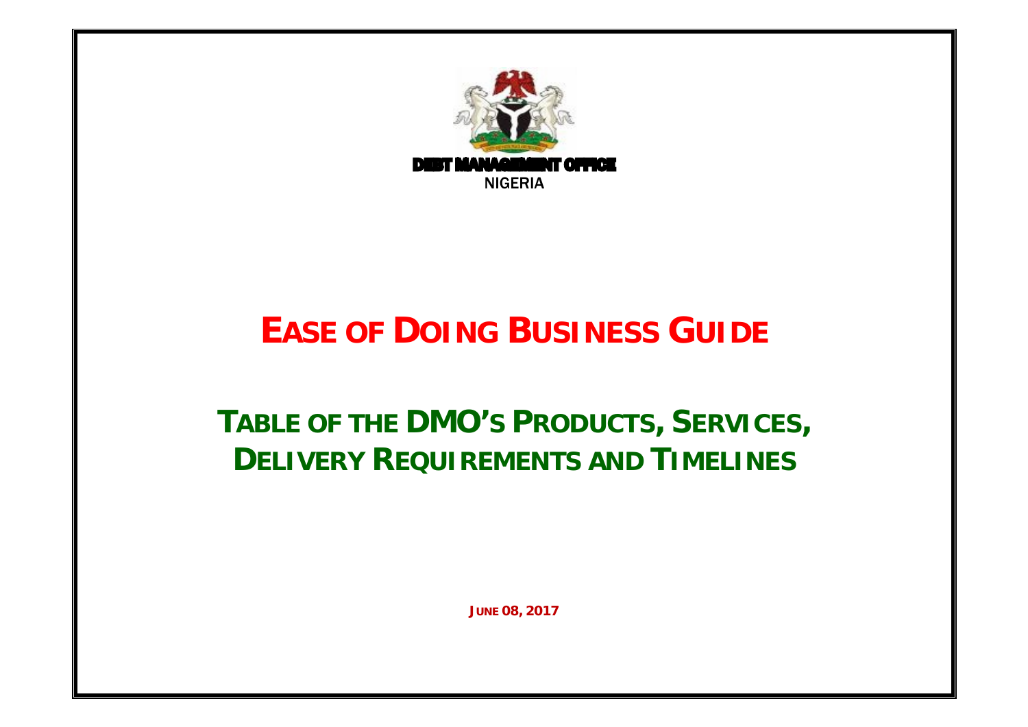DEBT MANAGEMENT OFFICE

NIGERIA

# EASE OF DOING BUSINESS GUIDE

## TABLE OF THE DMO'S PRODUCTS, SERVICES, DELIVERY REQUIREMENTS AND TIMELINES

**JUNE 08, 2017**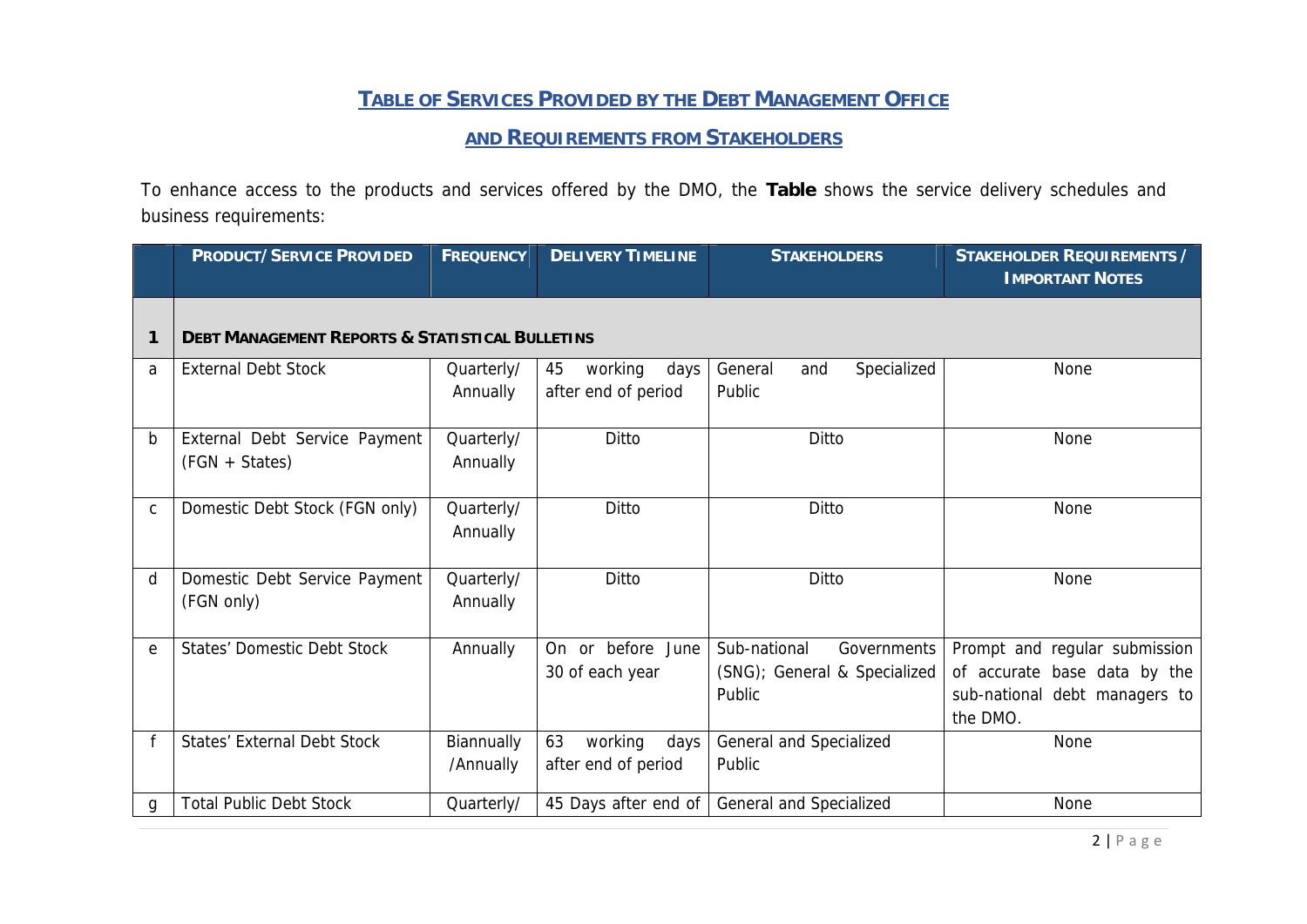# TABLE OF SERVICES PROVIDED BY THE DEBT MANAGEMENT OFFICE

## AND REQUIREMENTS FROM STAKEHOLDERS

To enhance access to the products and services offered by the DMO, the **Table** shows the service delivery schedules and business requirements:

| | PRODUCT/SERVICE PROVIDED | FREQUENCY | DELIVERY TIMELINE | STAKEHOLDERS | STAKEHOLDER REQUIREMENTS / IMPORTANT NOTES |
|---|---|---|---|---|---|
| **1** | **DEBT MANAGEMENT REPORTS & STATISTICAL BULLETINS** | | | | |
| a | External Debt Stock | Quarterly/ Annually | 45 working days after end of period | General and Specialized Public | None |
| b | External Debt Service Payment (FGN + States) | Quarterly/ Annually | Ditto | Ditto | None |
| c | Domestic Debt Stock (FGN only) | Quarterly/ Annually | Ditto | Ditto | None |
| d | Domestic Debt Service Payment (FGN only) | Quarterly/ Annually | Ditto | Ditto | None |
| e | States' Domestic Debt Stock | Annually | On or before June 30 of each year | Sub-national Governments (SNG); General & Specialized Public | Prompt and regular submission of accurate base data by the sub-national debt managers to the DMO. |
| f | States' External Debt Stock | Biannually /Annually | 63 working days after end of period | General and Specialized Public | None |
| g | Total Public Debt Stock | Quarterly/ | 45 Days after end of | General and Specialized | None |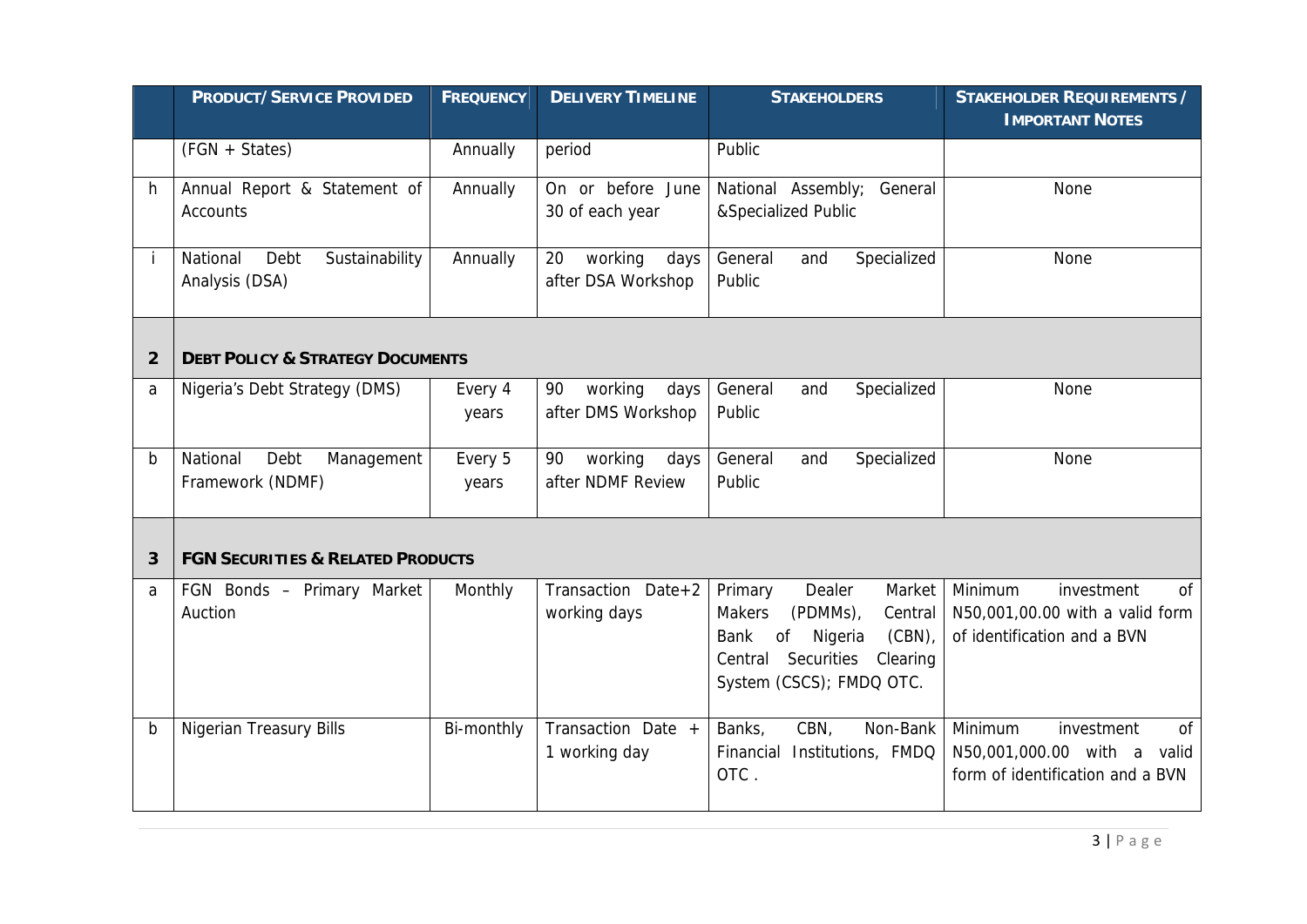| | PRODUCT/SERVICE PROVIDED | FREQUENCY | DELIVERY TIMELINE | STAKEHOLDERS | STAKEHOLDER REQUIREMENTS / IMPORTANT NOTES |
|---|---|---|---|---|---|
| | (FGN + States) | Annually | period | Public | |
| h | Annual Report & Statement of Accounts | Annually | On or before June 30 of each year | National Assembly; General &Specialized Public | None |
| i | National Debt Sustainability Analysis (DSA) | Annually | 20 working days after DSA Workshop | General and Specialized Public | None |
| **2** | **DEBT POLICY & STRATEGY DOCUMENTS** | | | | |
| a | Nigeria's Debt Strategy (DMS) | Every 4 years | 90 working days after DMS Workshop | General and Specialized Public | None |
| b | National Debt Management Framework (NDMF) | Every 5 years | 90 working days after NDMF Review | General and Specialized Public | None |
| **3** | **FGN SECURITIES & RELATED PRODUCTS** | | | | |
| a | FGN Bonds – Primary Market Auction | Monthly | Transaction Date+2 working days | Primary Dealer Market Makers (PDMMs), Central Bank of Nigeria (CBN), Central Securities Clearing System (CSCS); FMDQ OTC. | Minimum investment of N50,001,00.00 with a valid form of identification and a BVN |
| b | Nigerian Treasury Bills | Bi-monthly | Transaction Date + 1 working day | Banks, CBN, Non-Bank Financial Institutions, FMDQ OTC . | Minimum investment of N50,001,000.00 with a valid form of identification and a BVN |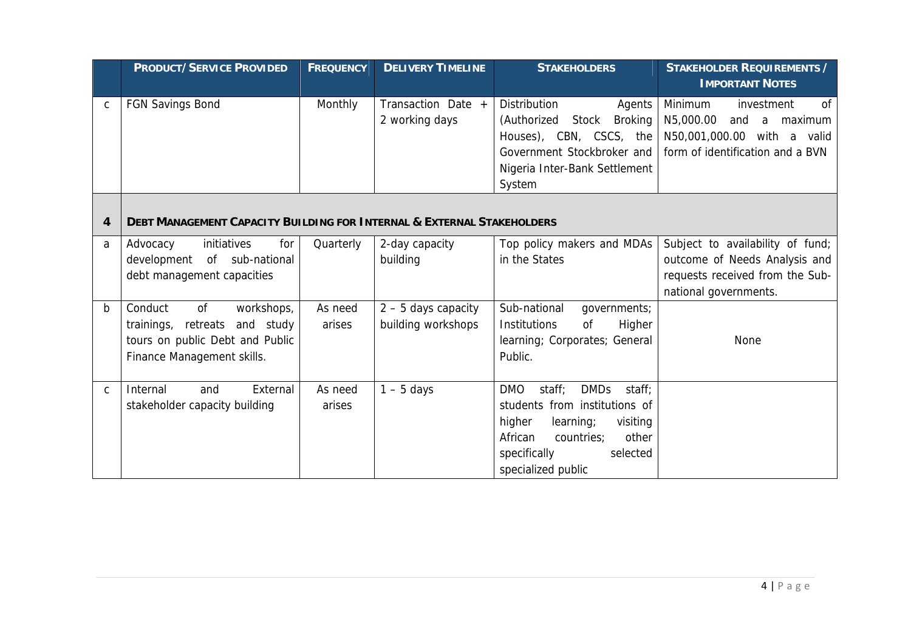| | PRODUCT/SERVICE PROVIDED | FREQUENCY | DELIVERY TIMELINE | STAKEHOLDERS | STAKEHOLDER REQUIREMENTS / IMPORTANT NOTES |
|---|---|---|---|---|---|
| c | FGN Savings Bond | Monthly | Transaction Date + 2 working days | Distribution Agents (Authorized Stock Broking Houses), CBN, CSCS, the Government Stockbroker and Nigeria Inter-Bank Settlement System | Minimum investment of N5,000.00 and a maximum N50,001,000.00 with a valid form of identification and a BVN |
| **4** | **DEBT MANAGEMENT CAPACITY BUILDING FOR INTERNAL & EXTERNAL STAKEHOLDERS** | | | | |
| a | Advocacy initiatives for development of sub-national debt management capacities | Quarterly | 2-day capacity building | Top policy makers and MDAs in the States | Subject to availability of fund; outcome of Needs Analysis and requests received from the Sub-national governments. |
| b | Conduct of workshops, trainings, retreats and study tours on public Debt and Public Finance Management skills. | As need arises | 2 – 5 days capacity building workshops | Sub-national governments; Institutions of Higher learning; Corporates; General Public. | None |
| c | Internal and External stakeholder capacity building | As need arises | 1 – 5 days | DMO staff; DMDs staff; students from institutions of higher learning; visiting African countries; other specifically selected specialized public | |